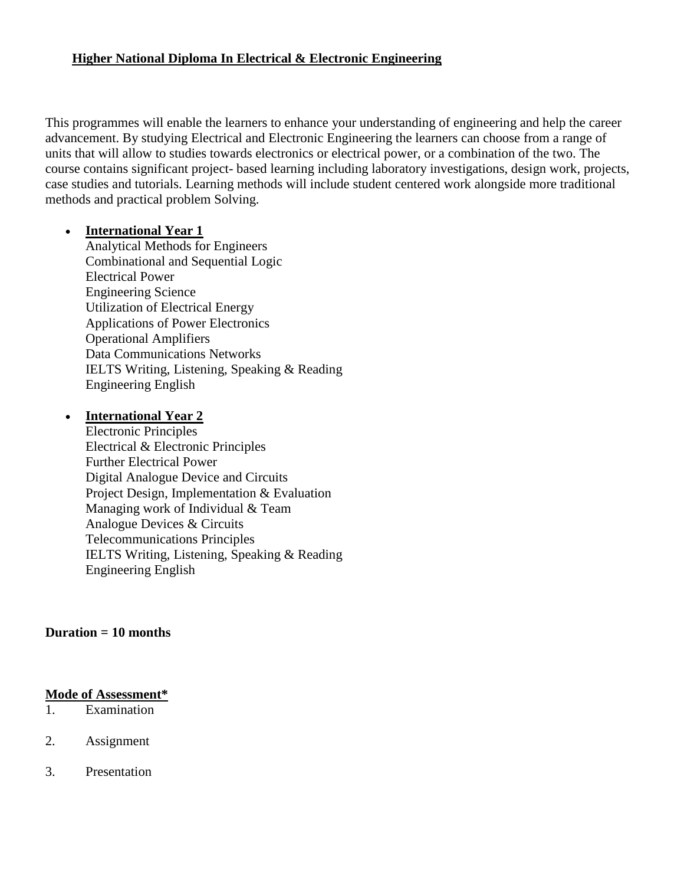# Higher National Diploma In Electrical & Electronic Engineering

This programmes will enable the learners to enhance your understanding of engineering and help the career advancement. By studying Electrical and Electronic Engineering the learners can choose from a range of units that will allow to studies towards electronics or electrical power, or a combination of the two. The course contains significant project- based learning including laboratory investigations, design work, projects, case studies and tutorials. Learning methods will include student centered work alongside more traditional methods and practical problem Solving.

- **International Year 1**
  Analytical Methods for Engineers
  Combinational and Sequential Logic
  Electrical Power
  Engineering Science
  Utilization of Electrical Energy
  Applications of Power Electronics
  Operational Amplifiers
  Data Communications Networks
  IELTS Writing, Listening, Speaking & Reading
  Engineering English

- **International Year 2**
  Electronic Principles
  Electrical & Electronic Principles
  Further Electrical Power
  Digital Analogue Device and Circuits
  Project Design, Implementation & Evaluation
  Managing work of Individual & Team
  Analogue Devices & Circuits
  Telecommunications Principles
  IELTS Writing, Listening, Speaking & Reading
  Engineering English

**Duration = 10 months**

**Mode of Assessment***

1. Examination
2. Assignment
3. Presentation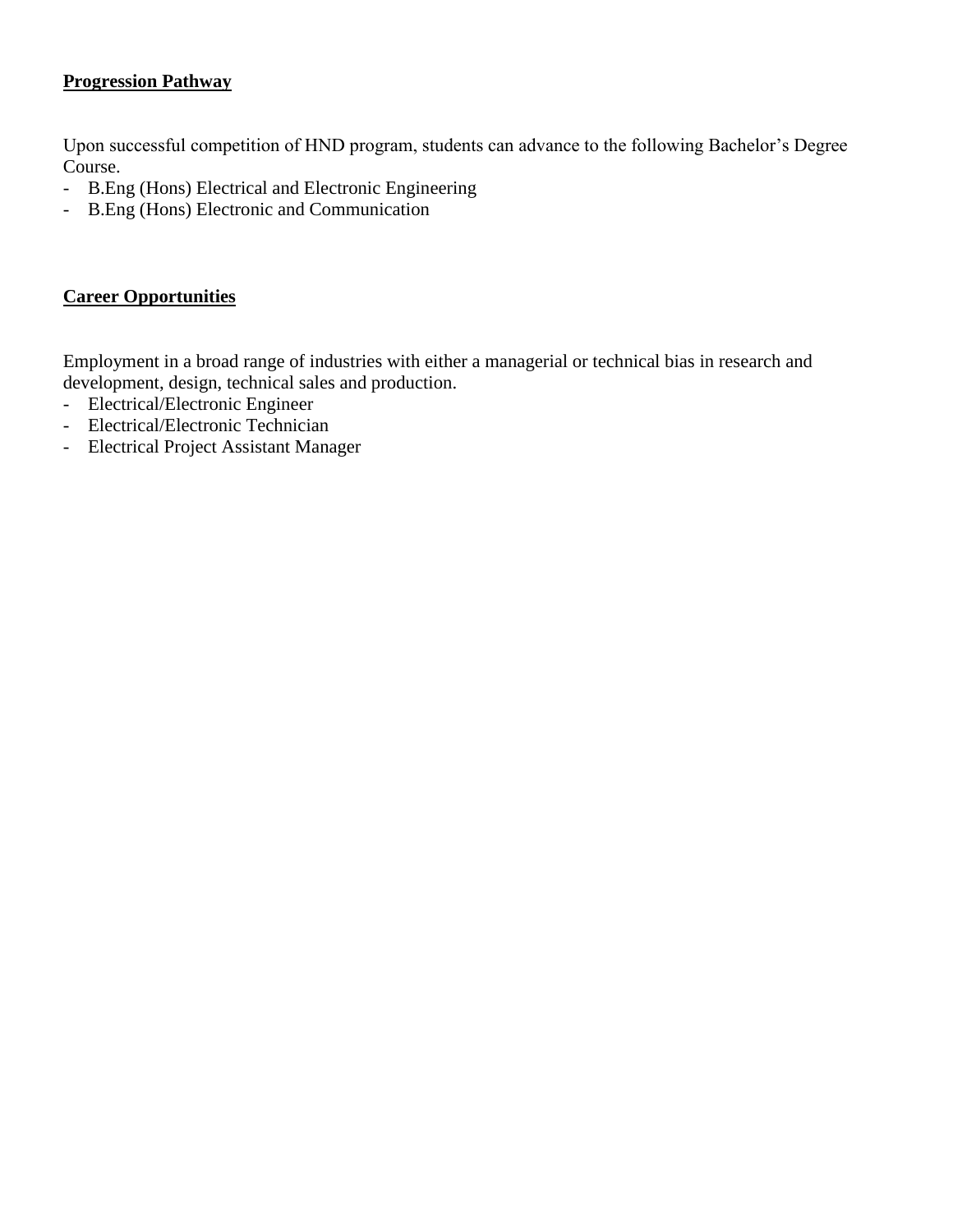**Progression Pathway**

Upon successful competition of HND program, students can advance to the following Bachelor's Degree Course.

- B.Eng (Hons) Electrical and Electronic Engineering
- B.Eng (Hons) Electronic and Communication

**Career Opportunities**

Employment in a broad range of industries with either a managerial or technical bias in research and development, design, technical sales and production.

- Electrical/Electronic Engineer
- Electrical/Electronic Technician
- Electrical Project Assistant Manager